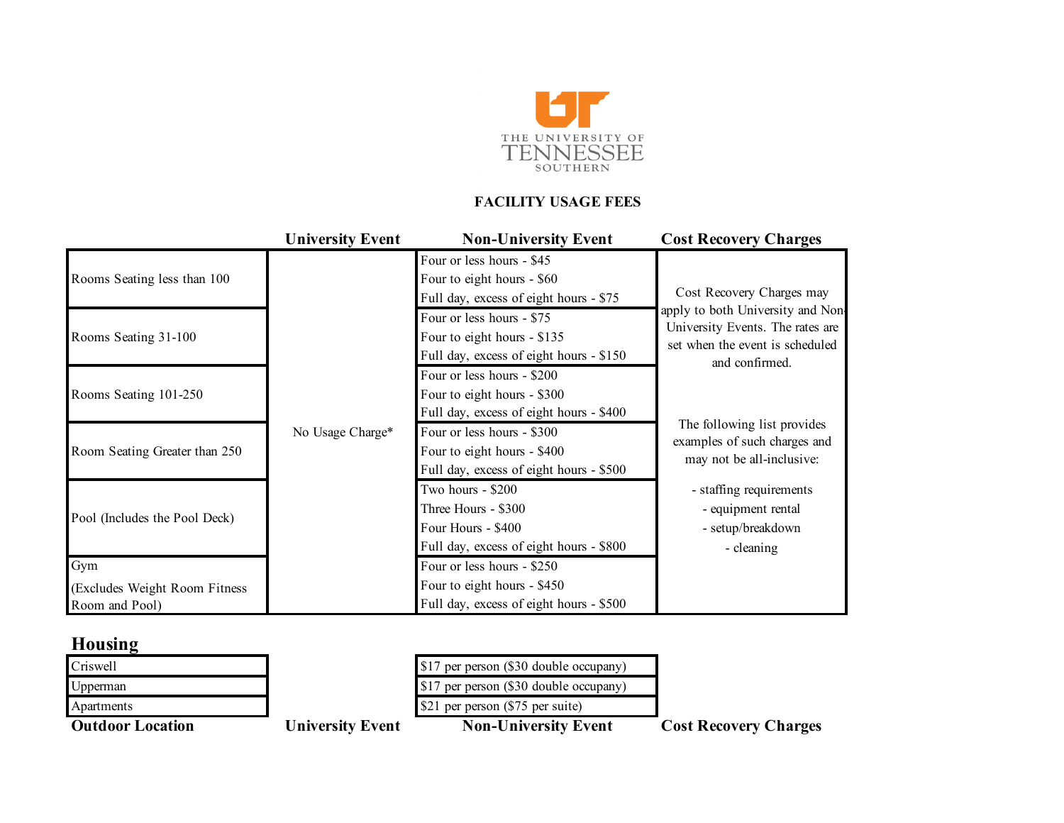THE UNIVERSITY OF TENNESSEE SOUTHERN

## FACILITY USAGE FEES

| | University Event | Non-University Event | Cost Recovery Charges |
|---|---|---|---|
| Rooms Seating less than 100 | No Usage Charge* | Four or less hours - $45<br>Four to eight hours - $60<br>Full day, excess of eight hours - $75 | Cost Recovery Charges may apply to both University and Non-University Events. The rates are set when the event is scheduled and confirmed.<br><br>The following list provides examples of such charges and may not be all-inclusive:<br><br>- staffing requirements<br>- equipment rental<br>- setup/breakdown<br>- cleaning |
| Rooms Seating 31-100 | | Four or less hours - $75<br>Four to eight hours - $135<br>Full day, excess of eight hours - $150 | |
| Rooms Seating 101-250 | | Four or less hours - $200<br>Four to eight hours - $300<br>Full day, excess of eight hours - $400 | |
| Room Seating Greater than 250 | | Four or less hours - $300<br>Four to eight hours - $400<br>Full day, excess of eight hours - $500 | |
| Pool (Includes the Pool Deck) | | Two hours - $200<br>Three Hours - $300<br>Four Hours - $400<br>Full day, excess of eight hours - $800 | |
| Gym<br>(Excludes Weight Room Fitness Room and Pool) | | Four or less hours - $250<br>Four to eight hours - $450<br>Full day, excess of eight hours - $500 | |

## Housing

| | University Event | Non-University Event | Cost Recovery Charges |
|---|---|---|---|
| Criswell | | $17 per person ($30 double occupany) | |
| Upperman | | $17 per person ($30 double occupany) | |
| Apartments | | $21 per person ($75 per suite) | |

| Outdoor Location | University Event | Non-University Event | Cost Recovery Charges |
|---|---|---|---|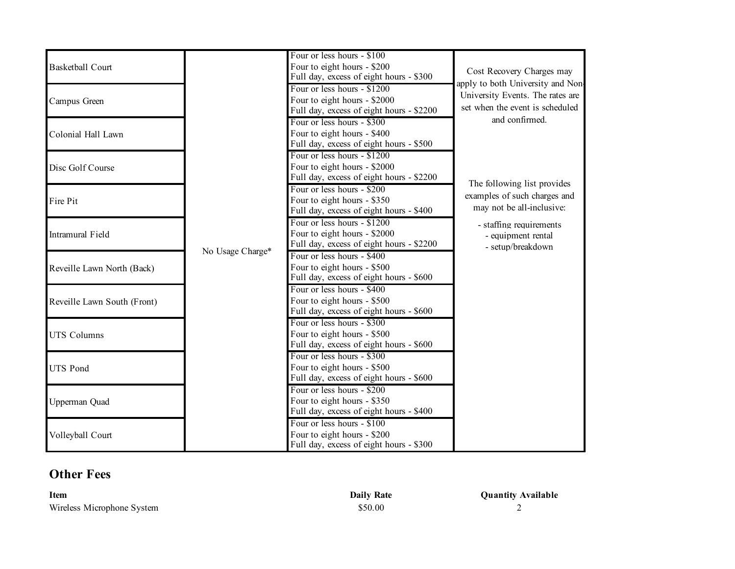| | | | |
|---|---|---|---|
| Basketball Court | No Usage Charge* | Four or less hours - $100<br>Four to eight hours - $200<br>Full day, excess of eight hours - $300 | Cost Recovery Charges may apply to both University and Non-University Events. The rates are set when the event is scheduled and confirmed.<br><br>The following list provides examples of such charges and may not be all-inclusive:<br>- staffing requirements<br>- equipment rental<br>- setup/breakdown |
| Campus Green | | Four or less hours - $1200<br>Four to eight hours - $2000<br>Full day, excess of eight hours - $2200 | |
| Colonial Hall Lawn | | Four or less hours - $300<br>Four to eight hours - $400<br>Full day, excess of eight hours - $500 | |
| Disc Golf Course | | Four or less hours - $1200<br>Four to eight hours - $2000<br>Full day, excess of eight hours - $2200 | |
| Fire Pit | | Four or less hours - $200<br>Four to eight hours - $350<br>Full day, excess of eight hours - $400 | |
| Intramural Field | | Four or less hours - $1200<br>Four to eight hours - $2000<br>Full day, excess of eight hours - $2200 | |
| Reveille Lawn North (Back) | | Four or less hours - $400<br>Four to eight hours - $500<br>Full day, excess of eight hours - $600 | |
| Reveille Lawn South (Front) | | Four or less hours - $400<br>Four to eight hours - $500<br>Full day, excess of eight hours - $600 | |
| UTS Columns | | Four or less hours - $300<br>Four to eight hours - $500<br>Full day, excess of eight hours - $600 | |
| UTS Pond | | Four or less hours - $300<br>Four to eight hours - $500<br>Full day, excess of eight hours - $600 | |
| Upperman Quad | | Four or less hours - $200<br>Four to eight hours - $350<br>Full day, excess of eight hours - $400 | |
| Volleyball Court | | Four or less hours - $100<br>Four to eight hours - $200<br>Full day, excess of eight hours - $300 | |

## Other Fees

| Item | Daily Rate | Quantity Available |
|---|---|---|
| Wireless Microphone System | $50.00 | 2 |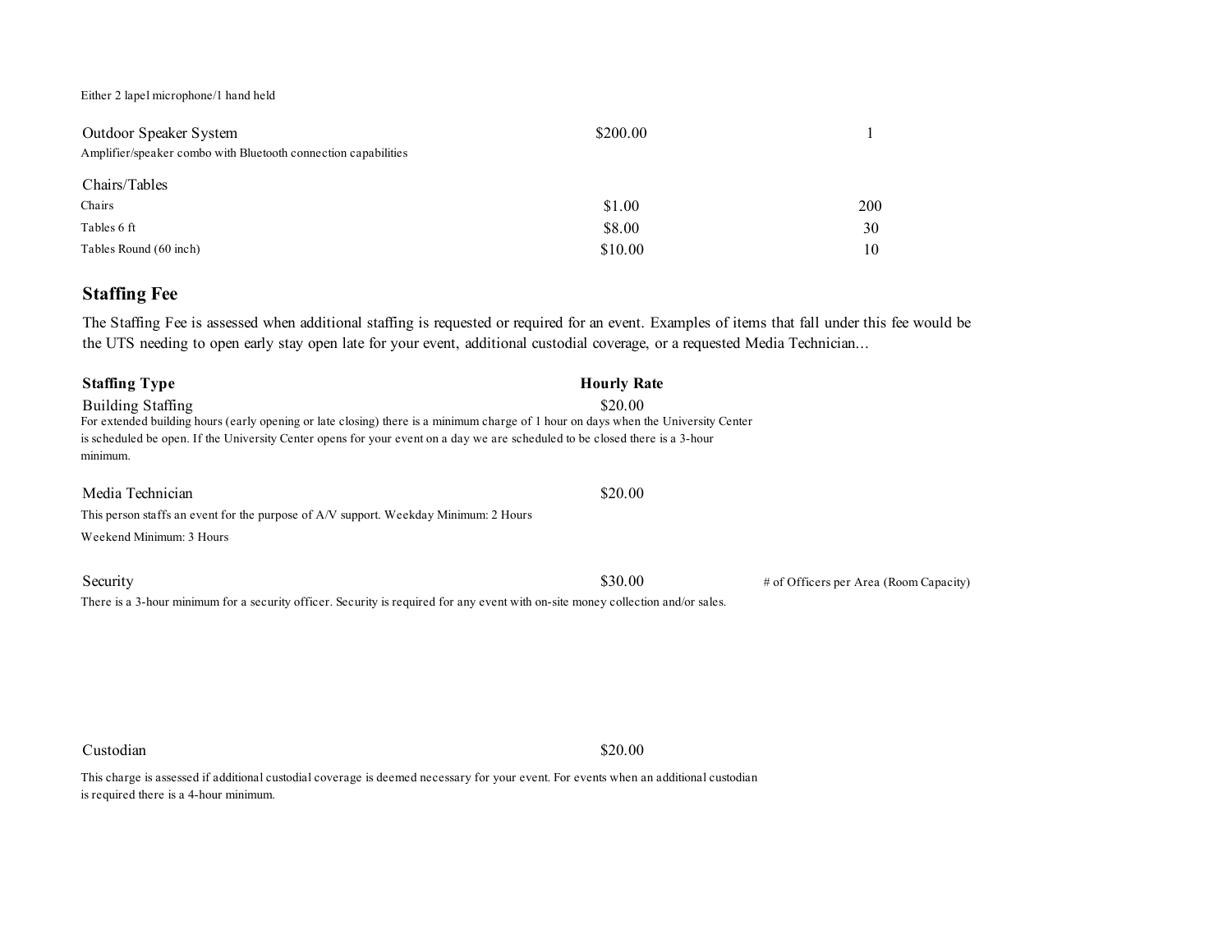Either 2 lapel microphone/1 hand held

| | | |
|---|---|---|
| Outdoor Speaker System | $200.00 | 1 |

Amplifier/speaker combo with Bluetooth connection capabilities

Chairs/Tables

| | | |
|---|---|---|
| Chairs | $1.00 | 200 |
| Tables 6 ft | $8.00 | 30 |
| Tables Round (60 inch) | $10.00 | 10 |

## Staffing Fee

The Staffing Fee is assessed when additional staffing is requested or required for an event. Examples of items that fall under this fee would be the UTS needing to open early stay open late for your event, additional custodial coverage, or a requested Media Technician...

| Staffing Type | Hourly Rate | |
|---|---|---|
| Building Staffing | $20.00 | |

For extended building hours (early opening or late closing) there is a minimum charge of 1 hour on days when the University Center is scheduled be open. If the University Center opens for your event on a day we are scheduled to be closed there is a 3-hour minimum.

| | | |
|---|---|---|
| Media Technician | $20.00 | |

This person staffs an event for the purpose of A/V support. Weekday Minimum: 2 Hours

Weekend Minimum: 3 Hours

| | | |
|---|---|---|
| Security | $30.00 | # of Officers per Area (Room Capacity) |

There is a 3-hour minimum for a security officer. Security is required for any event with on-site money collection and/or sales.

| | | |
|---|---|---|
| Custodian | $20.00 | |

This charge is assessed if additional custodial coverage is deemed necessary for your event. For events when an additional custodian is required there is a 4-hour minimum.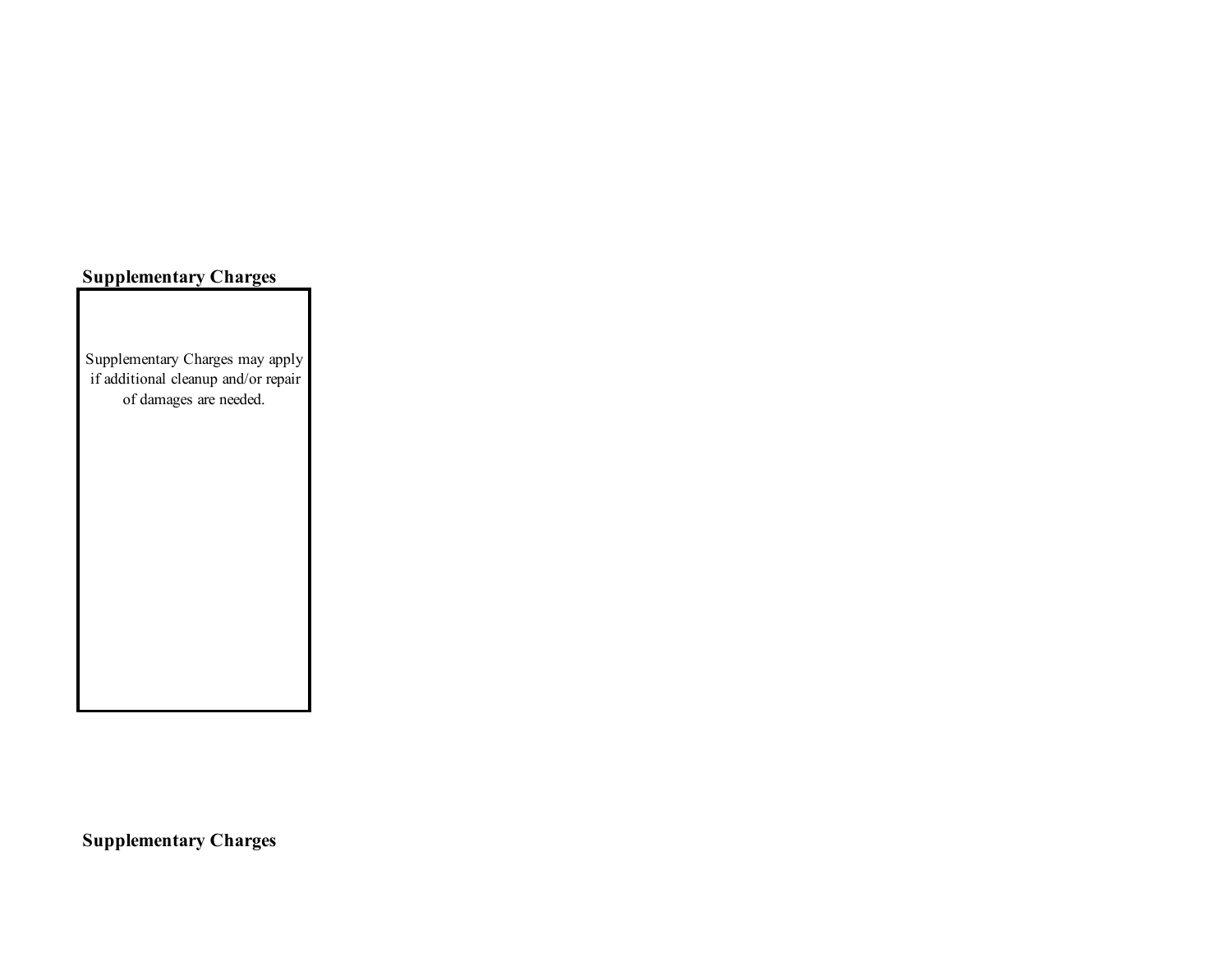**Supplementary Charges**

Supplementary Charges may apply if additional cleanup and/or repair of damages are needed.

**Supplementary Charges**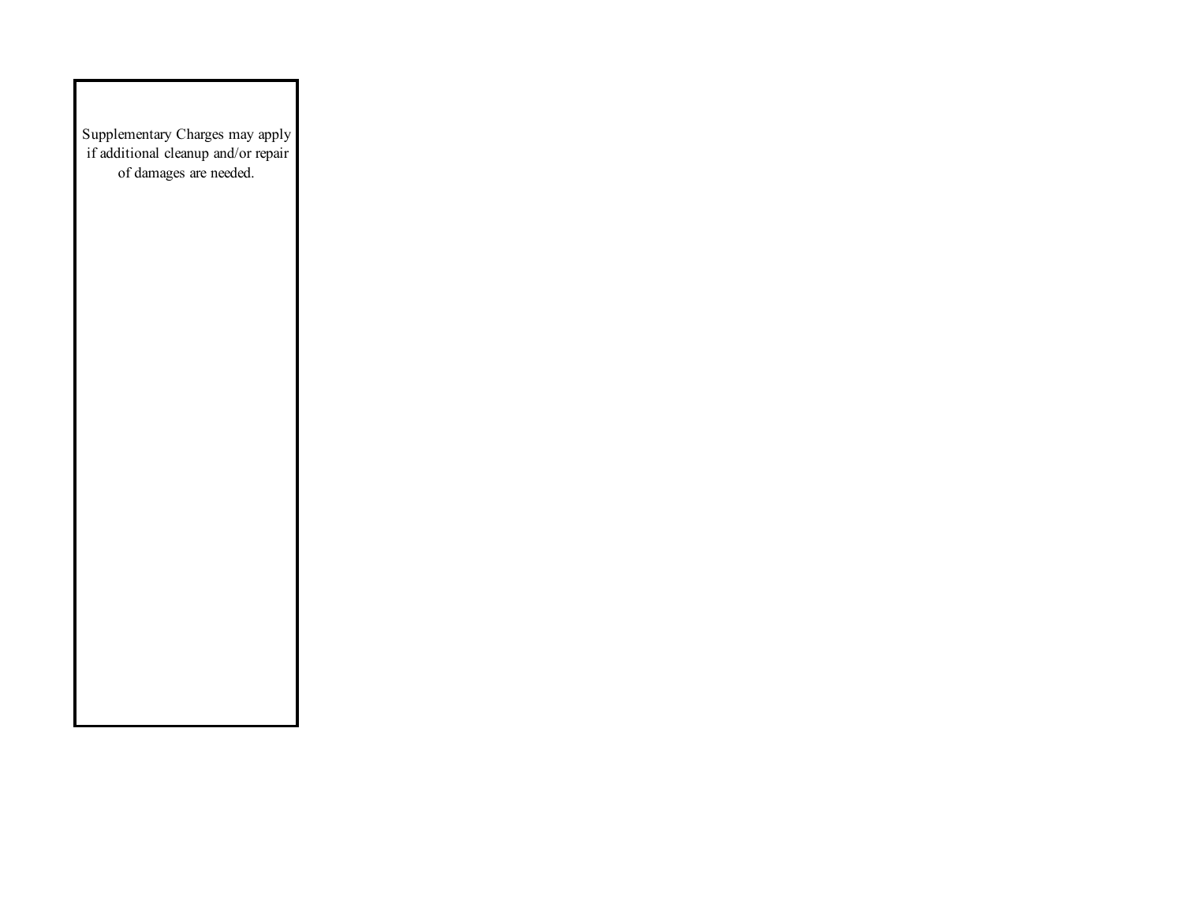Supplementary Charges may apply if additional cleanup and/or repair of damages are needed.